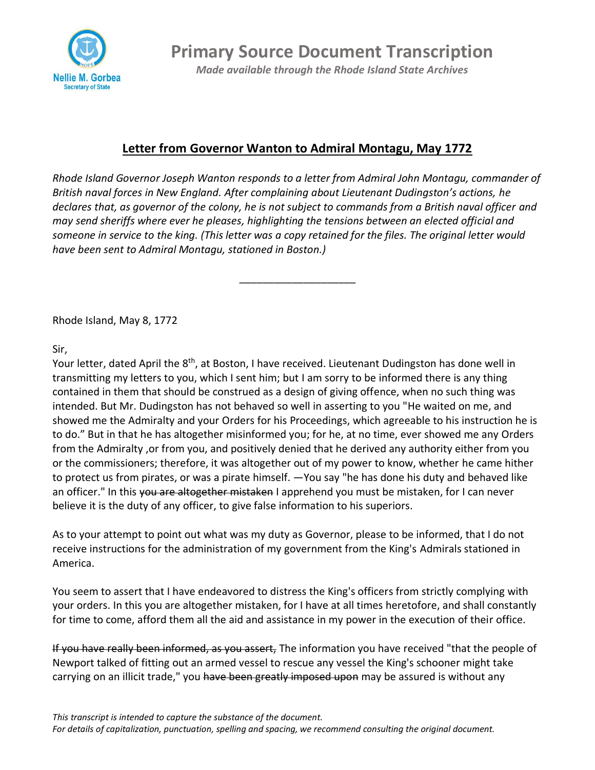# Primary Source Document Transcription

*Made available through the Rhode Island State Archives*

## Letter from Governor Wanton to Admiral Montagu, May 1772

*Rhode Island Governor Joseph Wanton responds to a letter from Admiral John Montagu, commander of British naval forces in New England. After complaining about Lieutenant Dudingston's actions, he declares that, as governor of the colony, he is not subject to commands from a British naval officer and may send sheriffs where ever he pleases, highlighting the tensions between an elected official and someone in service to the king. (This letter was a copy retained for the files. The original letter would have been sent to Admiral Montagu, stationed in Boston.)*

---

Rhode Island, May 8, 1772

Sir,

Your letter, dated April the 8th, at Boston, I have received. Lieutenant Dudingston has done well in transmitting my letters to you, which I sent him; but I am sorry to be informed there is any thing contained in them that should be construed as a design of giving offence, when no such thing was intended. But Mr. Dudingston has not behaved so well in asserting to you "He waited on me, and showed me the Admiralty and your Orders for his Proceedings, which agreeable to his instruction he is to do." But in that he has altogether misinformed you; for he, at no time, ever showed me any Orders from the Admiralty ,or from you, and positively denied that he derived any authority either from you or the commissioners; therefore, it was altogether out of my power to know, whether he came hither to protect us from pirates, or was a pirate himself. —You say "he has done his duty and behaved like an officer." In this ~~you are altogether mistaken~~ I apprehend you must be mistaken, for I can never believe it is the duty of any officer, to give false information to his superiors.

As to your attempt to point out what was my duty as Governor, please to be informed, that I do not receive instructions for the administration of my government from the King's Admirals stationed in America.

You seem to assert that I have endeavored to distress the King's officers from strictly complying with your orders. In this you are altogether mistaken, for I have at all times heretofore, and shall constantly for time to come, afford them all the aid and assistance in my power in the execution of their office.

~~If you have really been informed, as you assert,~~ The information you have received "that the people of Newport talked of fitting out an armed vessel to rescue any vessel the King's schooner might take carrying on an illicit trade," you ~~have been greatly imposed upon~~ may be assured is without any

*This transcript is intended to capture the substance of the document.*
*For details of capitalization, punctuation, spelling and spacing, we recommend consulting the original document.*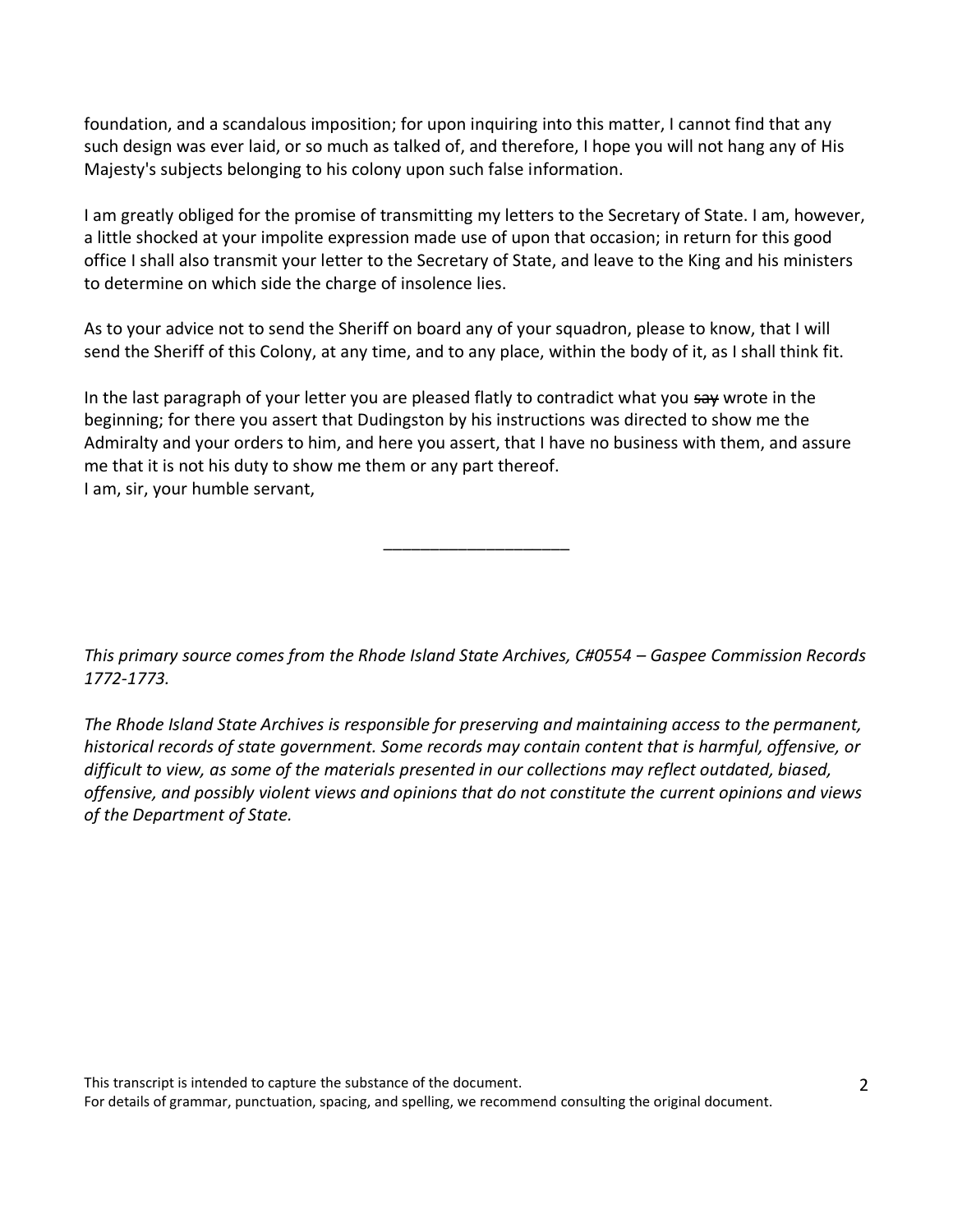foundation, and a scandalous imposition; for upon inquiring into this matter, I cannot find that any such design was ever laid, or so much as talked of, and therefore, I hope you will not hang any of His Majesty's subjects belonging to his colony upon such false information.

I am greatly obliged for the promise of transmitting my letters to the Secretary of State. I am, however, a little shocked at your impolite expression made use of upon that occasion; in return for this good office I shall also transmit your letter to the Secretary of State, and leave to the King and his ministers to determine on which side the charge of insolence lies.

As to your advice not to send the Sheriff on board any of your squadron, please to know, that I will send the Sheriff of this Colony, at any time, and to any place, within the body of it, as I shall think fit.

In the last paragraph of your letter you are pleased flatly to contradict what you ~~say~~ wrote in the beginning; for there you assert that Dudingston by his instructions was directed to show me the Admiralty and your orders to him, and here you assert, that I have no business with them, and assure me that it is not his duty to show me them or any part thereof.
I am, sir, your humble servant,

\_\_\_\_\_\_\_\_\_\_\_\_\_\_\_\_\_\_\_\_

*This primary source comes from the Rhode Island State Archives, C#0554 – Gaspee Commission Records 1772-1773.*

*The Rhode Island State Archives is responsible for preserving and maintaining access to the permanent, historical records of state government. Some records may contain content that is harmful, offensive, or difficult to view, as some of the materials presented in our collections may reflect outdated, biased, offensive, and possibly violent views and opinions that do not constitute the current opinions and views of the Department of State.*

This transcript is intended to capture the substance of the document.
For details of grammar, punctuation, spacing, and spelling, we recommend consulting the original document.